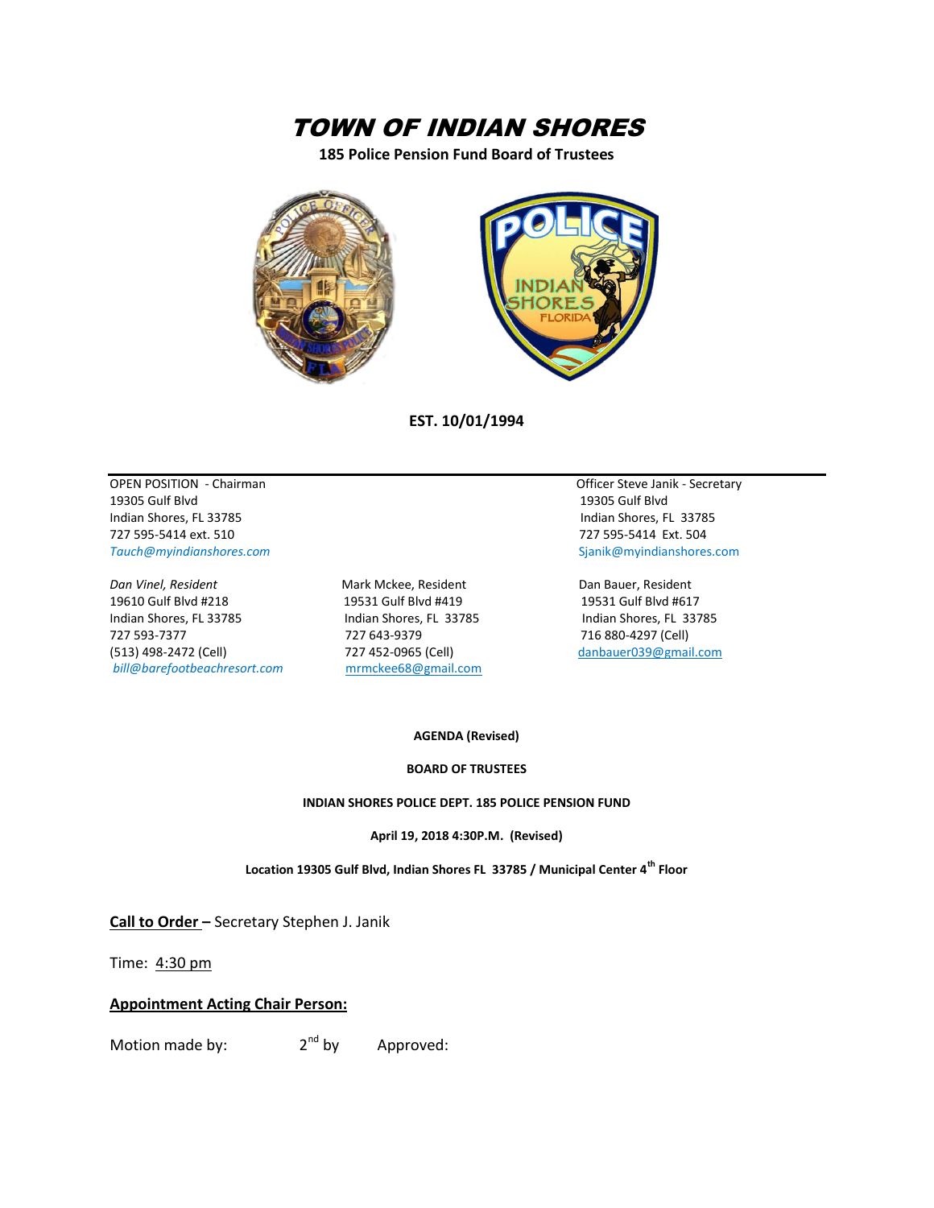# *TOWN OF INDIAN SHORES*

**185 Police Pension Fund Board of Trustees**

**EST. 10/01/1994**

---

OPEN POSITION - Chairman
19305 Gulf Blvd
Indian Shores, FL 33785
727 595-5414 ext. 510
*Tauch@myindianshores.com*

Officer Steve Janik - Secretary
19305 Gulf Blvd
Indian Shores, FL 33785
727 595-5414 Ext. 504
Sjanik@myindianshores.com

*Dan Vinel, Resident*
19610 Gulf Blvd #218
Indian Shores, FL 33785
727 593-7377
(513) 498-2472 (Cell)
*bill@barefootbeachresort.com*

Mark Mckee, Resident
19531 Gulf Blvd #419
Indian Shores, FL 33785
727 643-9379
727 452-0965 (Cell)
mrmckee68@gmail.com

Dan Bauer, Resident
19531 Gulf Blvd #617
Indian Shores, FL 33785
716 880-4297 (Cell)
danbauer039@gmail.com

**AGENDA (Revised)**

**BOARD OF TRUSTEES**

**INDIAN SHORES POLICE DEPT. 185 POLICE PENSION FUND**

**April 19, 2018 4:30P.M. (Revised)**

**Location 19305 Gulf Blvd, Indian Shores FL 33785 / Municipal Center 4th Floor**

**Call to Order –** Secretary Stephen J. Janik

Time: 4:30 pm

**Appointment Acting Chair Person:**

Motion made by: 2nd by Approved: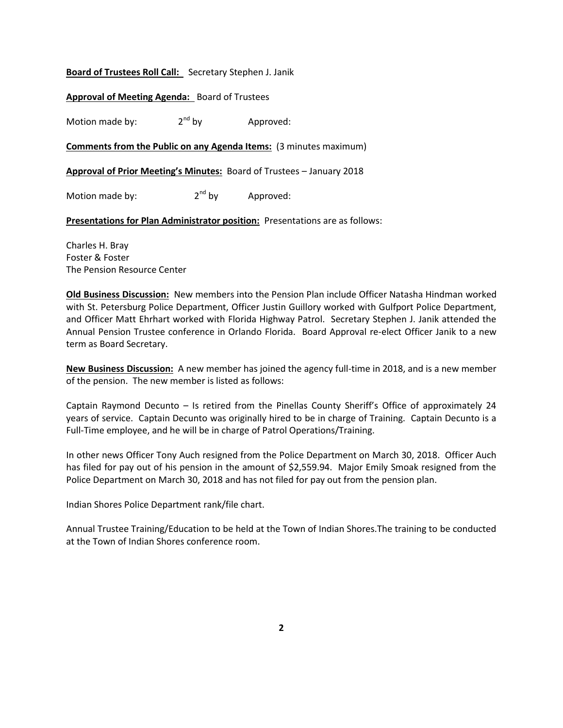**Board of Trustees Roll Call:** Secretary Stephen J. Janik

**Approval of Meeting Agenda:** Board of Trustees

Motion made by: 2nd by Approved:

**Comments from the Public on any Agenda Items:** (3 minutes maximum)

**Approval of Prior Meeting's Minutes:** Board of Trustees – January 2018

Motion made by: 2nd by Approved:

**Presentations for Plan Administrator position:** Presentations are as follows:

Charles H. Bray
Foster & Foster
The Pension Resource Center

**Old Business Discussion:** New members into the Pension Plan include Officer Natasha Hindman worked with St. Petersburg Police Department, Officer Justin Guillory worked with Gulfport Police Department, and Officer Matt Ehrhart worked with Florida Highway Patrol. Secretary Stephen J. Janik attended the Annual Pension Trustee conference in Orlando Florida. Board Approval re-elect Officer Janik to a new term as Board Secretary.

**New Business Discussion:** A new member has joined the agency full-time in 2018, and is a new member of the pension. The new member is listed as follows:

Captain Raymond Decunto – Is retired from the Pinellas County Sheriff's Office of approximately 24 years of service. Captain Decunto was originally hired to be in charge of Training. Captain Decunto is a Full-Time employee, and he will be in charge of Patrol Operations/Training.

In other news Officer Tony Auch resigned from the Police Department on March 30, 2018. Officer Auch has filed for pay out of his pension in the amount of $2,559.94. Major Emily Smoak resigned from the Police Department on March 30, 2018 and has not filed for pay out from the pension plan.

Indian Shores Police Department rank/file chart.

Annual Trustee Training/Education to be held at the Town of Indian Shores.The training to be conducted at the Town of Indian Shores conference room.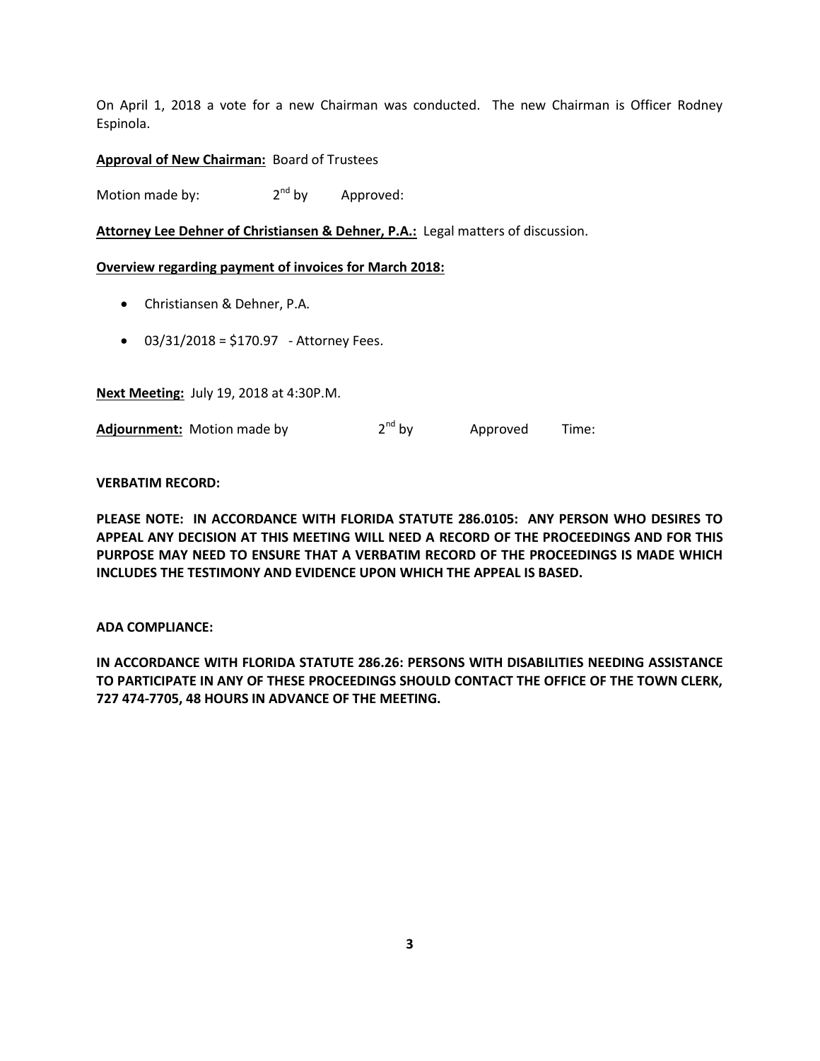On April 1, 2018 a vote for a new Chairman was conducted. The new Chairman is Officer Rodney Espinola.

**Approval of New Chairman:** Board of Trustees

Motion made by: 2nd by Approved:

**Attorney Lee Dehner of Christiansen & Dehner, P.A.:** Legal matters of discussion.

**Overview regarding payment of invoices for March 2018:**

- Christiansen & Dehner, P.A.
- 03/31/2018 = $170.97 - Attorney Fees.

**Next Meeting:** July 19, 2018 at 4:30P.M.

**Adjournment:** Motion made by 2nd by Approved Time:

**VERBATIM RECORD:**

**PLEASE NOTE: IN ACCORDANCE WITH FLORIDA STATUTE 286.0105: ANY PERSON WHO DESIRES TO APPEAL ANY DECISION AT THIS MEETING WILL NEED A RECORD OF THE PROCEEDINGS AND FOR THIS PURPOSE MAY NEED TO ENSURE THAT A VERBATIM RECORD OF THE PROCEEDINGS IS MADE WHICH INCLUDES THE TESTIMONY AND EVIDENCE UPON WHICH THE APPEAL IS BASED.**

**ADA COMPLIANCE:**

**IN ACCORDANCE WITH FLORIDA STATUTE 286.26: PERSONS WITH DISABILITIES NEEDING ASSISTANCE TO PARTICIPATE IN ANY OF THESE PROCEEDINGS SHOULD CONTACT THE OFFICE OF THE TOWN CLERK, 727 474-7705, 48 HOURS IN ADVANCE OF THE MEETING.**